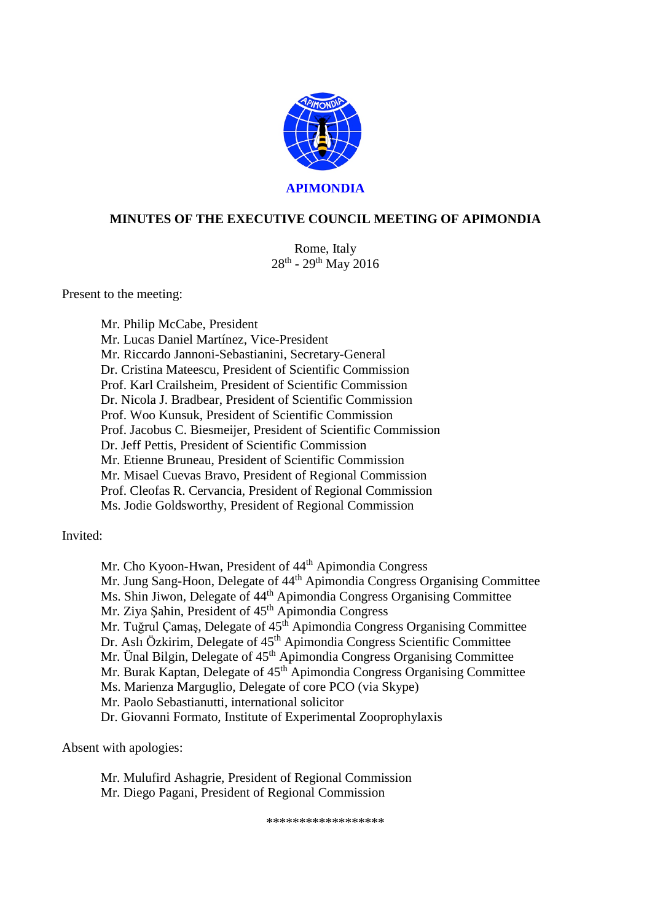**APIMONDIA**

# MINUTES OF THE EXECUTIVE COUNCIL MEETING OF APIMONDIA

Rome, Italy
28th - 29th May 2016

Present to the meeting:

Mr. Philip McCabe, President
Mr. Lucas Daniel Martínez, Vice-President
Mr. Riccardo Jannoni-Sebastianini, Secretary-General
Dr. Cristina Mateescu, President of Scientific Commission
Prof. Karl Crailsheim, President of Scientific Commission
Dr. Nicola J. Bradbear, President of Scientific Commission
Prof. Woo Kunsuk, President of Scientific Commission
Prof. Jacobus C. Biesmeijer, President of Scientific Commission
Dr. Jeff Pettis, President of Scientific Commission
Mr. Etienne Bruneau, President of Scientific Commission
Mr. Misael Cuevas Bravo, President of Regional Commission
Prof. Cleofas R. Cervancia, President of Regional Commission
Ms. Jodie Goldsworthy, President of Regional Commission

Invited:

Mr. Cho Kyoon-Hwan, President of 44th Apimondia Congress
Mr. Jung Sang-Hoon, Delegate of 44th Apimondia Congress Organising Committee
Ms. Shin Jiwon, Delegate of 44th Apimondia Congress Organising Committee
Mr. Ziya Şahin, President of 45th Apimondia Congress
Mr. Tuğrul Çamaş, Delegate of 45th Apimondia Congress Organising Committee
Dr. Aslı Özkirim, Delegate of 45th Apimondia Congress Scientific Committee
Mr. Ünal Bilgin, Delegate of 45th Apimondia Congress Organising Committee
Mr. Burak Kaptan, Delegate of 45th Apimondia Congress Organising Committee
Ms. Marienza Marguglio, Delegate of core PCO (via Skype)
Mr. Paolo Sebastianutti, international solicitor
Dr. Giovanni Formato, Institute of Experimental Zooprophylaxis

Absent with apologies:

Mr. Mulufird Ashagrie, President of Regional Commission
Mr. Diego Pagani, President of Regional Commission

******************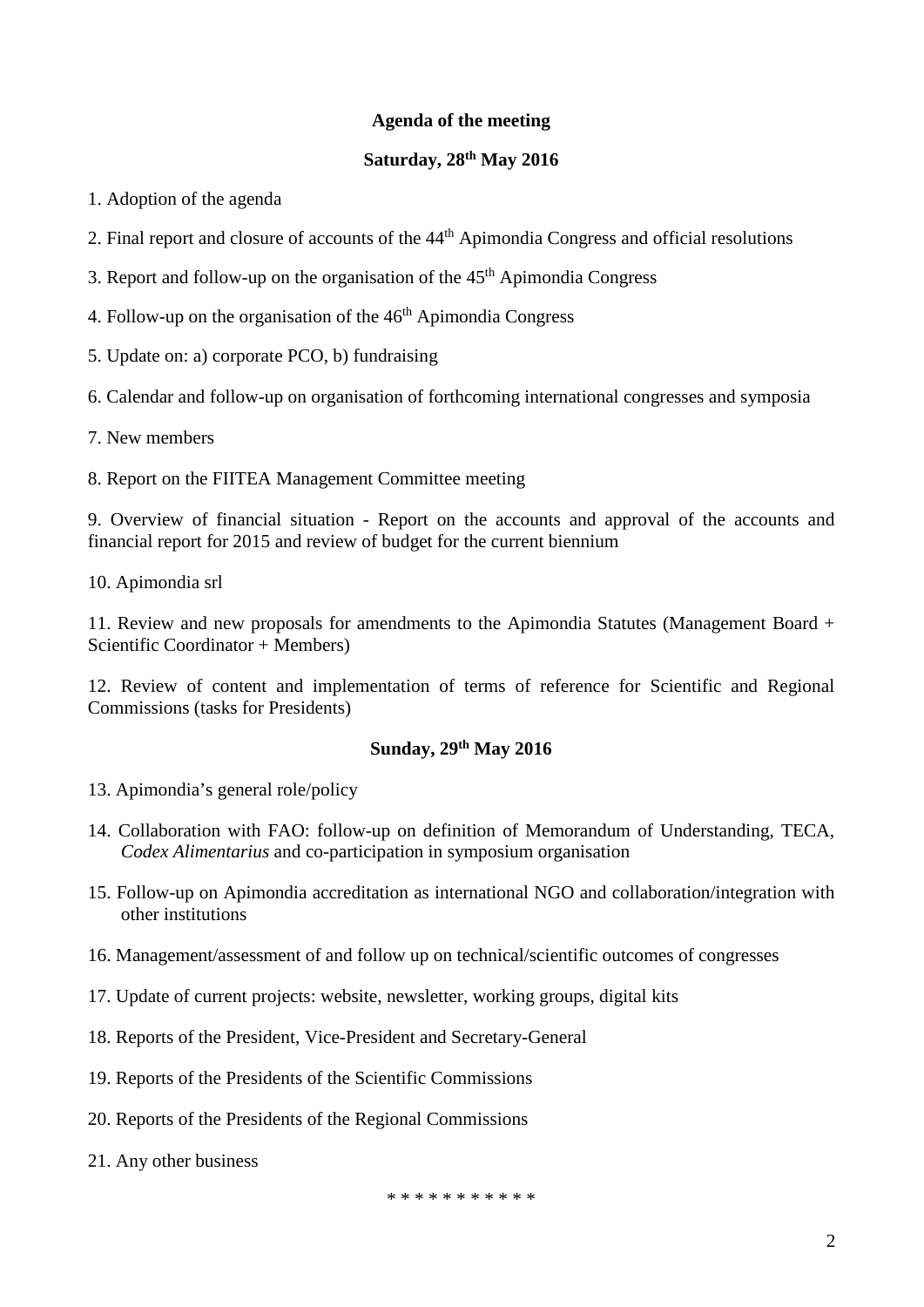**Agenda of the meeting**

**Saturday, 28th May 2016**

1. Adoption of the agenda

2. Final report and closure of accounts of the 44th Apimondia Congress and official resolutions

3. Report and follow-up on the organisation of the 45th Apimondia Congress

4. Follow-up on the organisation of the 46th Apimondia Congress

5. Update on: a) corporate PCO, b) fundraising

6. Calendar and follow-up on organisation of forthcoming international congresses and symposia

7. New members

8. Report on the FIITEA Management Committee meeting

9. Overview of financial situation - Report on the accounts and approval of the accounts and financial report for 2015 and review of budget for the current biennium

10. Apimondia srl

11. Review and new proposals for amendments to the Apimondia Statutes (Management Board + Scientific Coordinator + Members)

12. Review of content and implementation of terms of reference for Scientific and Regional Commissions (tasks for Presidents)

**Sunday, 29th May 2016**

13. Apimondia's general role/policy

14. Collaboration with FAO: follow-up on definition of Memorandum of Understanding, TECA, *Codex Alimentarius* and co-participation in symposium organisation

15. Follow-up on Apimondia accreditation as international NGO and collaboration/integration with other institutions

16. Management/assessment of and follow up on technical/scientific outcomes of congresses

17. Update of current projects: website, newsletter, working groups, digital kits

18. Reports of the President, Vice-President and Secretary-General

19. Reports of the Presidents of the Scientific Commissions

20. Reports of the Presidents of the Regional Commissions

21. Any other business

* * * * * * * * * * *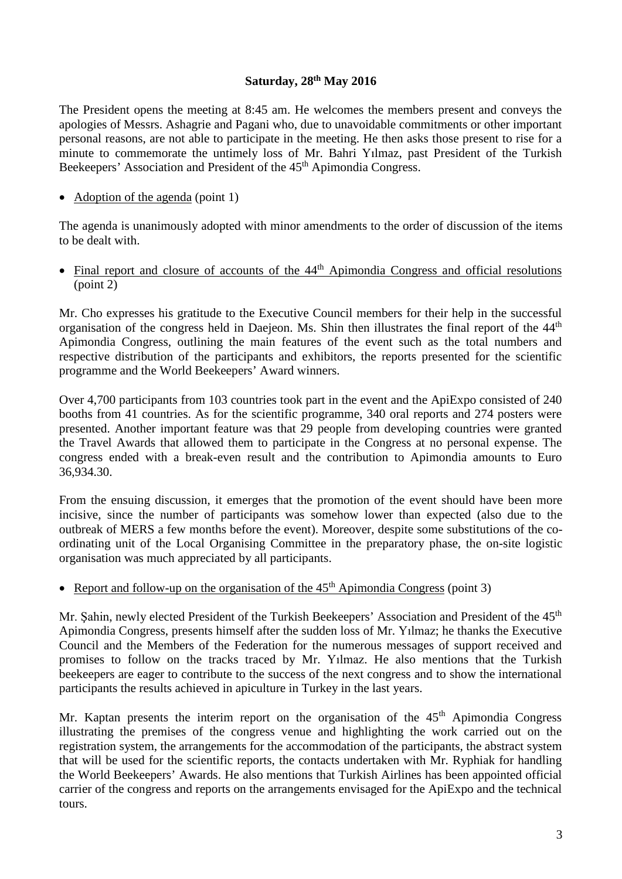**Saturday, 28th May 2016**

The President opens the meeting at 8:45 am. He welcomes the members present and conveys the apologies of Messrs. Ashagrie and Pagani who, due to unavoidable commitments or other important personal reasons, are not able to participate in the meeting. He then asks those present to rise for a minute to commemorate the untimely loss of Mr. Bahri Yılmaz, past President of the Turkish Beekeepers' Association and President of the 45th Apimondia Congress.

- Adoption of the agenda (point 1)

The agenda is unanimously adopted with minor amendments to the order of discussion of the items to be dealt with.

- Final report and closure of accounts of the 44th Apimondia Congress and official resolutions (point 2)

Mr. Cho expresses his gratitude to the Executive Council members for their help in the successful organisation of the congress held in Daejeon. Ms. Shin then illustrates the final report of the 44th Apimondia Congress, outlining the main features of the event such as the total numbers and respective distribution of the participants and exhibitors, the reports presented for the scientific programme and the World Beekeepers' Award winners.

Over 4,700 participants from 103 countries took part in the event and the ApiExpo consisted of 240 booths from 41 countries. As for the scientific programme, 340 oral reports and 274 posters were presented. Another important feature was that 29 people from developing countries were granted the Travel Awards that allowed them to participate in the Congress at no personal expense. The congress ended with a break-even result and the contribution to Apimondia amounts to Euro 36,934.30.

From the ensuing discussion, it emerges that the promotion of the event should have been more incisive, since the number of participants was somehow lower than expected (also due to the outbreak of MERS a few months before the event). Moreover, despite some substitutions of the co-ordinating unit of the Local Organising Committee in the preparatory phase, the on-site logistic organisation was much appreciated by all participants.

- Report and follow-up on the organisation of the 45th Apimondia Congress (point 3)

Mr. Şahin, newly elected President of the Turkish Beekeepers' Association and President of the 45th Apimondia Congress, presents himself after the sudden loss of Mr. Yılmaz; he thanks the Executive Council and the Members of the Federation for the numerous messages of support received and promises to follow on the tracks traced by Mr. Yılmaz. He also mentions that the Turkish beekeepers are eager to contribute to the success of the next congress and to show the international participants the results achieved in apiculture in Turkey in the last years.

Mr. Kaptan presents the interim report on the organisation of the 45th Apimondia Congress illustrating the premises of the congress venue and highlighting the work carried out on the registration system, the arrangements for the accommodation of the participants, the abstract system that will be used for the scientific reports, the contacts undertaken with Mr. Ryphiak for handling the World Beekeepers' Awards. He also mentions that Turkish Airlines has been appointed official carrier of the congress and reports on the arrangements envisaged for the ApiExpo and the technical tours.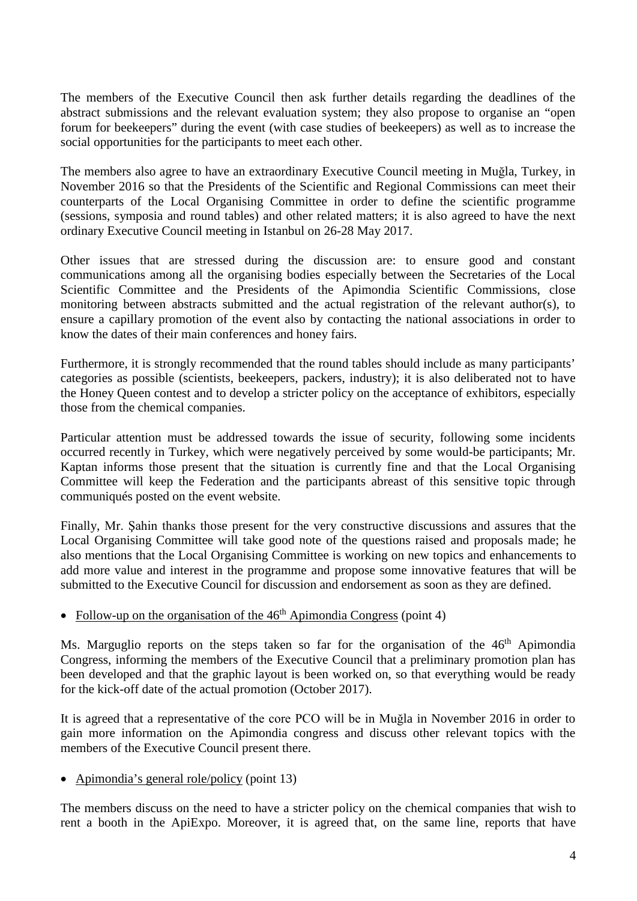The members of the Executive Council then ask further details regarding the deadlines of the abstract submissions and the relevant evaluation system; they also propose to organise an "open forum for beekeepers" during the event (with case studies of beekeepers) as well as to increase the social opportunities for the participants to meet each other.

The members also agree to have an extraordinary Executive Council meeting in Muğla, Turkey, in November 2016 so that the Presidents of the Scientific and Regional Commissions can meet their counterparts of the Local Organising Committee in order to define the scientific programme (sessions, symposia and round tables) and other related matters; it is also agreed to have the next ordinary Executive Council meeting in Istanbul on 26-28 May 2017.

Other issues that are stressed during the discussion are: to ensure good and constant communications among all the organising bodies especially between the Secretaries of the Local Scientific Committee and the Presidents of the Apimondia Scientific Commissions, close monitoring between abstracts submitted and the actual registration of the relevant author(s), to ensure a capillary promotion of the event also by contacting the national associations in order to know the dates of their main conferences and honey fairs.

Furthermore, it is strongly recommended that the round tables should include as many participants' categories as possible (scientists, beekeepers, packers, industry); it is also deliberated not to have the Honey Queen contest and to develop a stricter policy on the acceptance of exhibitors, especially those from the chemical companies.

Particular attention must be addressed towards the issue of security, following some incidents occurred recently in Turkey, which were negatively perceived by some would-be participants; Mr. Kaptan informs those present that the situation is currently fine and that the Local Organising Committee will keep the Federation and the participants abreast of this sensitive topic through communiqués posted on the event website.

Finally, Mr. Şahin thanks those present for the very constructive discussions and assures that the Local Organising Committee will take good note of the questions raised and proposals made; he also mentions that the Local Organising Committee is working on new topics and enhancements to add more value and interest in the programme and propose some innovative features that will be submitted to the Executive Council for discussion and endorsement as soon as they are defined.

- Follow-up on the organisation of the 46th Apimondia Congress (point 4)

Ms. Marguglio reports on the steps taken so far for the organisation of the 46th Apimondia Congress, informing the members of the Executive Council that a preliminary promotion plan has been developed and that the graphic layout is been worked on, so that everything would be ready for the kick-off date of the actual promotion (October 2017).

It is agreed that a representative of the core PCO will be in Muğla in November 2016 in order to gain more information on the Apimondia congress and discuss other relevant topics with the members of the Executive Council present there.

- Apimondia's general role/policy (point 13)

The members discuss on the need to have a stricter policy on the chemical companies that wish to rent a booth in the ApiExpo. Moreover, it is agreed that, on the same line, reports that have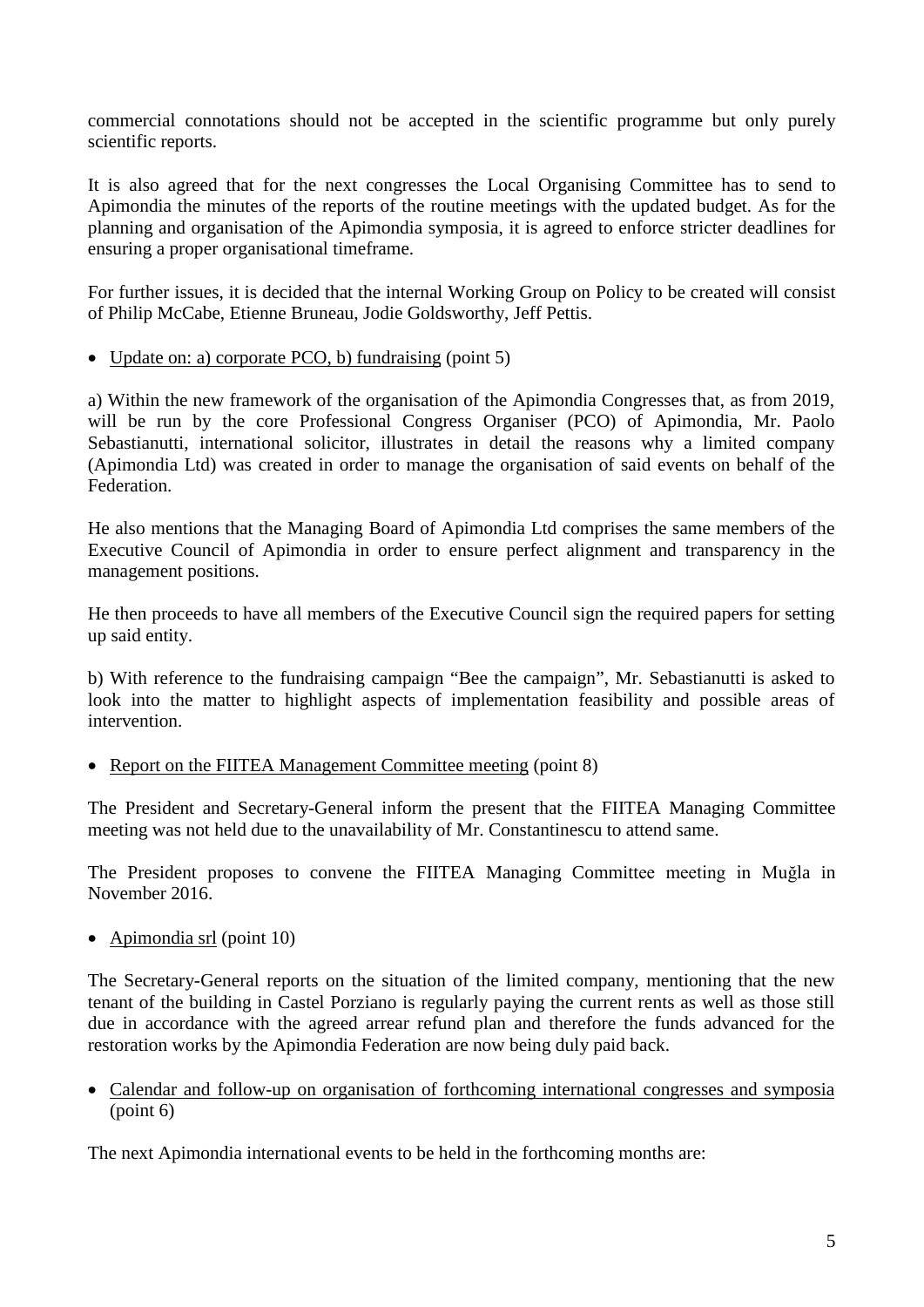commercial connotations should not be accepted in the scientific programme but only purely scientific reports.

It is also agreed that for the next congresses the Local Organising Committee has to send to Apimondia the minutes of the reports of the routine meetings with the updated budget. As for the planning and organisation of the Apimondia symposia, it is agreed to enforce stricter deadlines for ensuring a proper organisational timeframe.

For further issues, it is decided that the internal Working Group on Policy to be created will consist of Philip McCabe, Etienne Bruneau, Jodie Goldsworthy, Jeff Pettis.

- Update on: a) corporate PCO, b) fundraising (point 5)

a) Within the new framework of the organisation of the Apimondia Congresses that, as from 2019, will be run by the core Professional Congress Organiser (PCO) of Apimondia, Mr. Paolo Sebastianutti, international solicitor, illustrates in detail the reasons why a limited company (Apimondia Ltd) was created in order to manage the organisation of said events on behalf of the Federation.

He also mentions that the Managing Board of Apimondia Ltd comprises the same members of the Executive Council of Apimondia in order to ensure perfect alignment and transparency in the management positions.

He then proceeds to have all members of the Executive Council sign the required papers for setting up said entity.

b) With reference to the fundraising campaign "Bee the campaign", Mr. Sebastianutti is asked to look into the matter to highlight aspects of implementation feasibility and possible areas of intervention.

- Report on the FIITEA Management Committee meeting (point 8)

The President and Secretary-General inform the present that the FIITEA Managing Committee meeting was not held due to the unavailability of Mr. Constantinescu to attend same.

The President proposes to convene the FIITEA Managing Committee meeting in Muğla in November 2016.

- Apimondia srl (point 10)

The Secretary-General reports on the situation of the limited company, mentioning that the new tenant of the building in Castel Porziano is regularly paying the current rents as well as those still due in accordance with the agreed arrear refund plan and therefore the funds advanced for the restoration works by the Apimondia Federation are now being duly paid back.

- Calendar and follow-up on organisation of forthcoming international congresses and symposia (point 6)

The next Apimondia international events to be held in the forthcoming months are: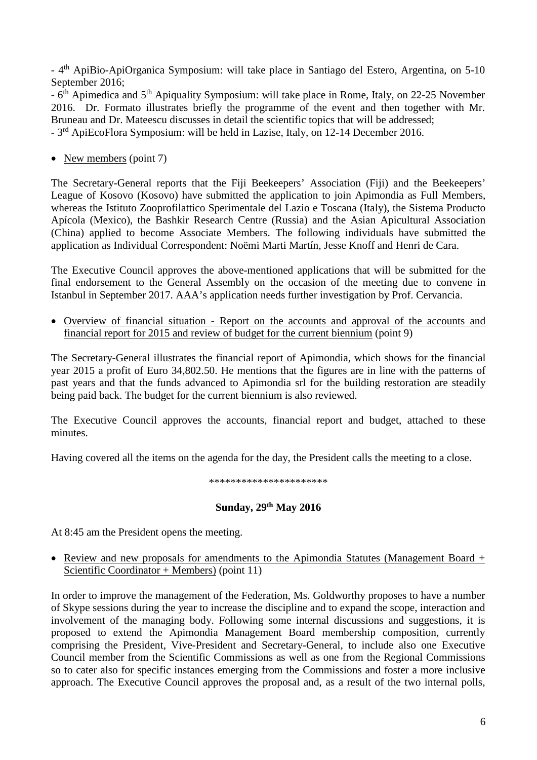- 4th ApiBio-ApiOrganica Symposium: will take place in Santiago del Estero, Argentina, on 5-10 September 2016;
- 6th Apimedica and 5th Apiquality Symposium: will take place in Rome, Italy, on 22-25 November 2016. Dr. Formato illustrates briefly the programme of the event and then together with Mr. Bruneau and Dr. Mateescu discusses in detail the scientific topics that will be addressed;
- 3rd ApiEcoFlora Symposium: will be held in Lazise, Italy, on 12-14 December 2016.

- New members (point 7)

The Secretary-General reports that the Fiji Beekeepers' Association (Fiji) and the Beekeepers' League of Kosovo (Kosovo) have submitted the application to join Apimondia as Full Members, whereas the Istituto Zooprofilattico Sperimentale del Lazio e Toscana (Italy), the Sistema Producto Apícola (Mexico), the Bashkir Research Centre (Russia) and the Asian Apicultural Association (China) applied to become Associate Members. The following individuals have submitted the application as Individual Correspondent: Noëmi Marti Martín, Jesse Knoff and Henri de Cara.

The Executive Council approves the above-mentioned applications that will be submitted for the final endorsement to the General Assembly on the occasion of the meeting due to convene in Istanbul in September 2017. AAA's application needs further investigation by Prof. Cervancia.

- Overview of financial situation - Report on the accounts and approval of the accounts and financial report for 2015 and review of budget for the current biennium (point 9)

The Secretary-General illustrates the financial report of Apimondia, which shows for the financial year 2015 a profit of Euro 34,802.50. He mentions that the figures are in line with the patterns of past years and that the funds advanced to Apimondia srl for the building restoration are steadily being paid back. The budget for the current biennium is also reviewed.

The Executive Council approves the accounts, financial report and budget, attached to these minutes.

Having covered all the items on the agenda for the day, the President calls the meeting to a close.

*********************

**Sunday, 29th May 2016**

At 8:45 am the President opens the meeting.

- Review and new proposals for amendments to the Apimondia Statutes (Management Board + Scientific Coordinator + Members) (point 11)

In order to improve the management of the Federation, Ms. Goldworthy proposes to have a number of Skype sessions during the year to increase the discipline and to expand the scope, interaction and involvement of the managing body. Following some internal discussions and suggestions, it is proposed to extend the Apimondia Management Board membership composition, currently comprising the President, Vive-President and Secretary-General, to include also one Executive Council member from the Scientific Commissions as well as one from the Regional Commissions so to cater also for specific instances emerging from the Commissions and foster a more inclusive approach. The Executive Council approves the proposal and, as a result of the two internal polls,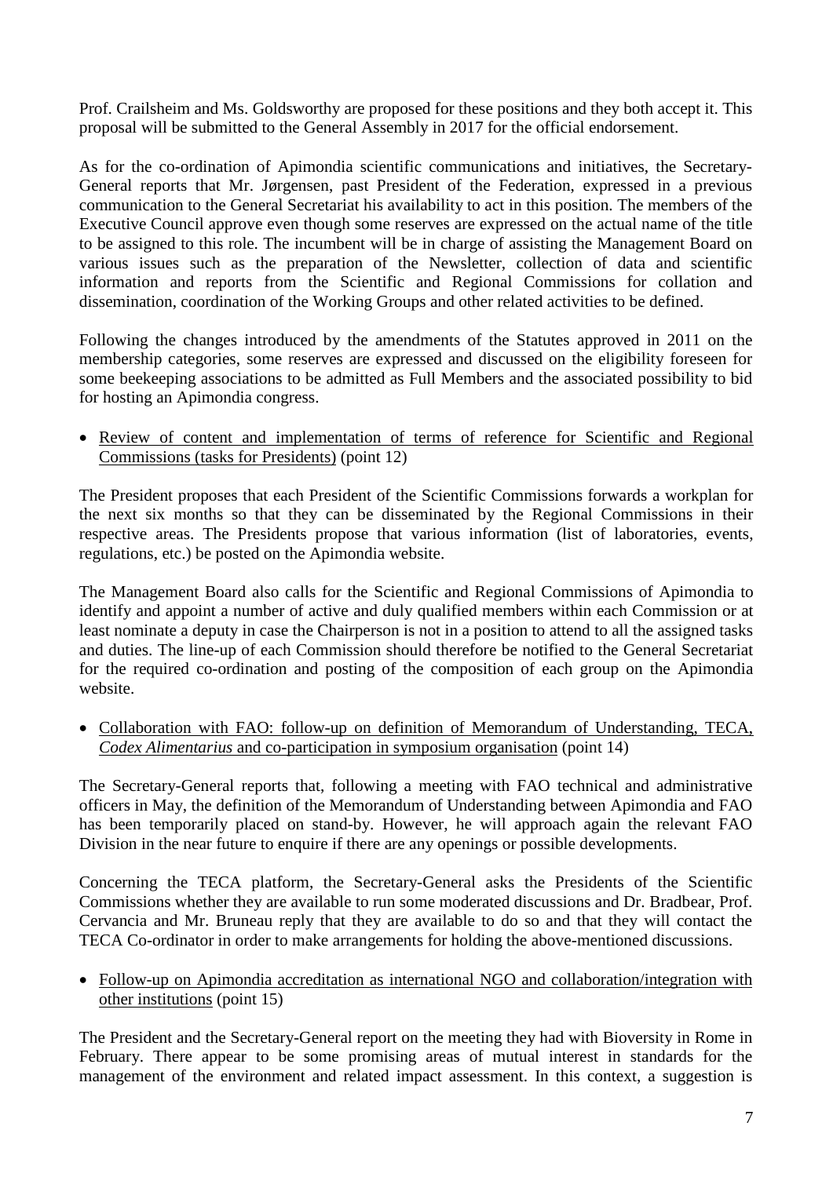Prof. Crailsheim and Ms. Goldsworthy are proposed for these positions and they both accept it. This proposal will be submitted to the General Assembly in 2017 for the official endorsement.

As for the co-ordination of Apimondia scientific communications and initiatives, the Secretary-General reports that Mr. Jørgensen, past President of the Federation, expressed in a previous communication to the General Secretariat his availability to act in this position. The members of the Executive Council approve even though some reserves are expressed on the actual name of the title to be assigned to this role. The incumbent will be in charge of assisting the Management Board on various issues such as the preparation of the Newsletter, collection of data and scientific information and reports from the Scientific and Regional Commissions for collation and dissemination, coordination of the Working Groups and other related activities to be defined.

Following the changes introduced by the amendments of the Statutes approved in 2011 on the membership categories, some reserves are expressed and discussed on the eligibility foreseen for some beekeeping associations to be admitted as Full Members and the associated possibility to bid for hosting an Apimondia congress.

- <u>Review of content and implementation of terms of reference for Scientific and Regional Commissions (tasks for Presidents)</u> (point 12)

The President proposes that each President of the Scientific Commissions forwards a workplan for the next six months so that they can be disseminated by the Regional Commissions in their respective areas. The Presidents propose that various information (list of laboratories, events, regulations, etc.) be posted on the Apimondia website.

The Management Board also calls for the Scientific and Regional Commissions of Apimondia to identify and appoint a number of active and duly qualified members within each Commission or at least nominate a deputy in case the Chairperson is not in a position to attend to all the assigned tasks and duties. The line-up of each Commission should therefore be notified to the General Secretariat for the required co-ordination and posting of the composition of each group on the Apimondia website.

- <u>Collaboration with FAO: follow-up on definition of Memorandum of Understanding, TECA, *Codex Alimentarius* and co-participation in symposium organisation</u> (point 14)

The Secretary-General reports that, following a meeting with FAO technical and administrative officers in May, the definition of the Memorandum of Understanding between Apimondia and FAO has been temporarily placed on stand-by. However, he will approach again the relevant FAO Division in the near future to enquire if there are any openings or possible developments.

Concerning the TECA platform, the Secretary-General asks the Presidents of the Scientific Commissions whether they are available to run some moderated discussions and Dr. Bradbear, Prof. Cervancia and Mr. Bruneau reply that they are available to do so and that they will contact the TECA Co-ordinator in order to make arrangements for holding the above-mentioned discussions.

- <u>Follow-up on Apimondia accreditation as international NGO and collaboration/integration with other institutions</u> (point 15)

The President and the Secretary-General report on the meeting they had with Bioversity in Rome in February. There appear to be some promising areas of mutual interest in standards for the management of the environment and related impact assessment. In this context, a suggestion is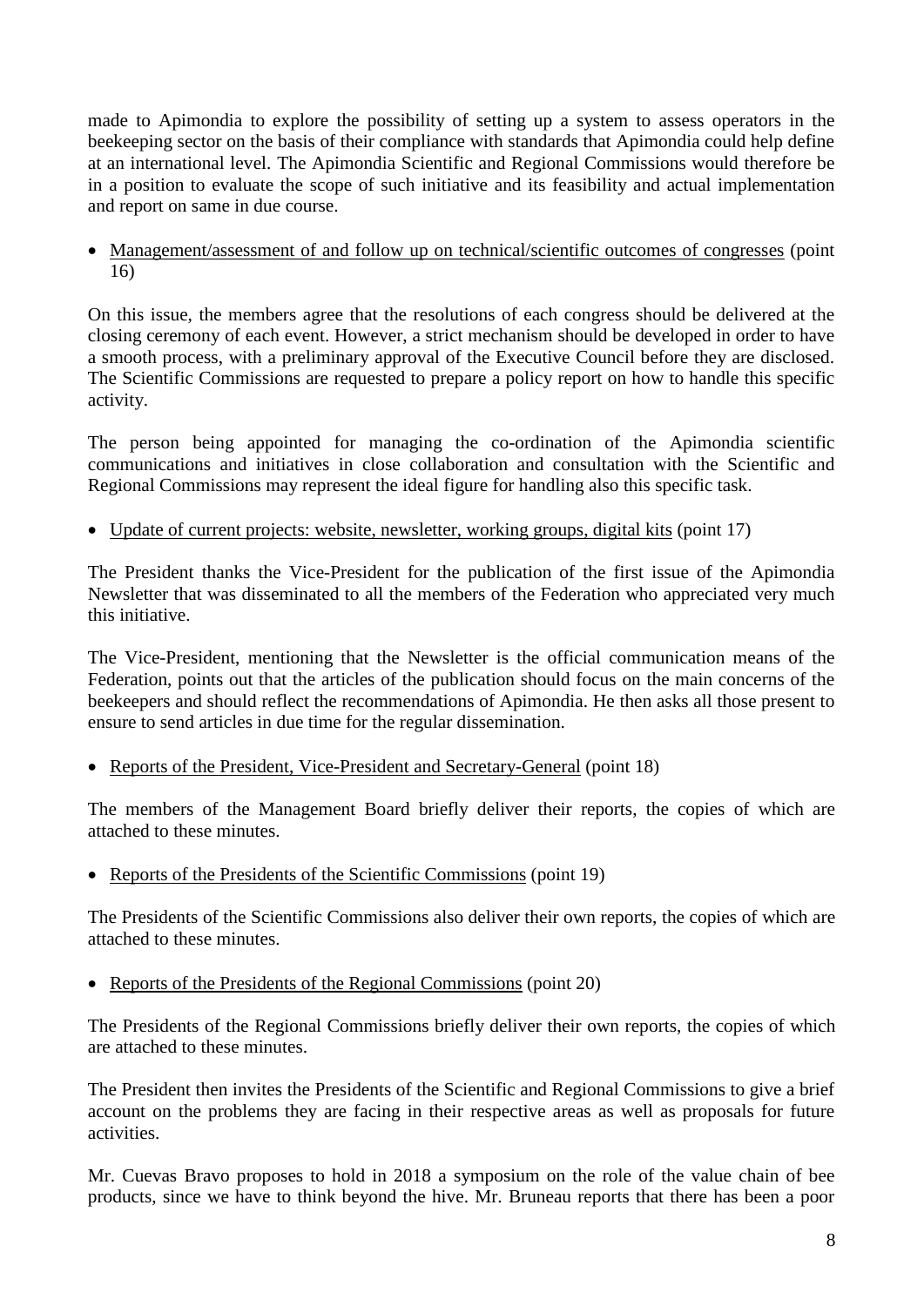made to Apimondia to explore the possibility of setting up a system to assess operators in the beekeeping sector on the basis of their compliance with standards that Apimondia could help define at an international level. The Apimondia Scientific and Regional Commissions would therefore be in a position to evaluate the scope of such initiative and its feasibility and actual implementation and report on same in due course.

- Management/assessment of and follow up on technical/scientific outcomes of congresses (point 16)

On this issue, the members agree that the resolutions of each congress should be delivered at the closing ceremony of each event. However, a strict mechanism should be developed in order to have a smooth process, with a preliminary approval of the Executive Council before they are disclosed. The Scientific Commissions are requested to prepare a policy report on how to handle this specific activity.

The person being appointed for managing the co-ordination of the Apimondia scientific communications and initiatives in close collaboration and consultation with the Scientific and Regional Commissions may represent the ideal figure for handling also this specific task.

- Update of current projects: website, newsletter, working groups, digital kits (point 17)

The President thanks the Vice-President for the publication of the first issue of the Apimondia Newsletter that was disseminated to all the members of the Federation who appreciated very much this initiative.

The Vice-President, mentioning that the Newsletter is the official communication means of the Federation, points out that the articles of the publication should focus on the main concerns of the beekeepers and should reflect the recommendations of Apimondia. He then asks all those present to ensure to send articles in due time for the regular dissemination.

- Reports of the President, Vice-President and Secretary-General (point 18)

The members of the Management Board briefly deliver their reports, the copies of which are attached to these minutes.

- Reports of the Presidents of the Scientific Commissions (point 19)

The Presidents of the Scientific Commissions also deliver their own reports, the copies of which are attached to these minutes.

- Reports of the Presidents of the Regional Commissions (point 20)

The Presidents of the Regional Commissions briefly deliver their own reports, the copies of which are attached to these minutes.

The President then invites the Presidents of the Scientific and Regional Commissions to give a brief account on the problems they are facing in their respective areas as well as proposals for future activities.

Mr. Cuevas Bravo proposes to hold in 2018 a symposium on the role of the value chain of bee products, since we have to think beyond the hive. Mr. Bruneau reports that there has been a poor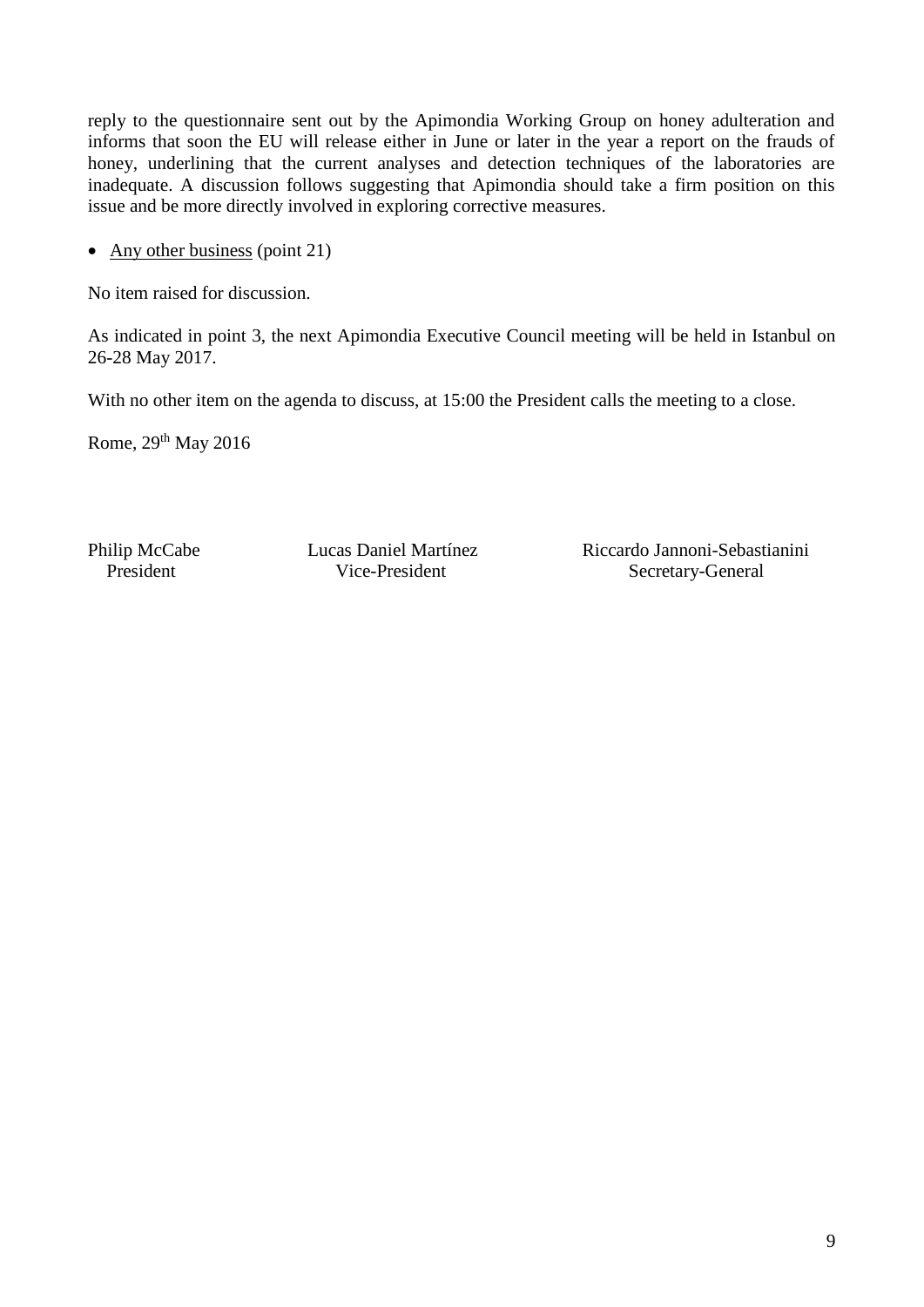reply to the questionnaire sent out by the Apimondia Working Group on honey adulteration and informs that soon the EU will release either in June or later in the year a report on the frauds of honey, underlining that the current analyses and detection techniques of the laboratories are inadequate. A discussion follows suggesting that Apimondia should take a firm position on this issue and be more directly involved in exploring corrective measures.

- Any other business (point 21)

No item raised for discussion.

As indicated in point 3, the next Apimondia Executive Council meeting will be held in Istanbul on 26-28 May 2017.

With no other item on the agenda to discuss, at 15:00 the President calls the meeting to a close.

Rome, 29th May 2016

Philip McCabe
President

Lucas Daniel Martínez
Vice-President

Riccardo Jannoni-Sebastianini
Secretary-General